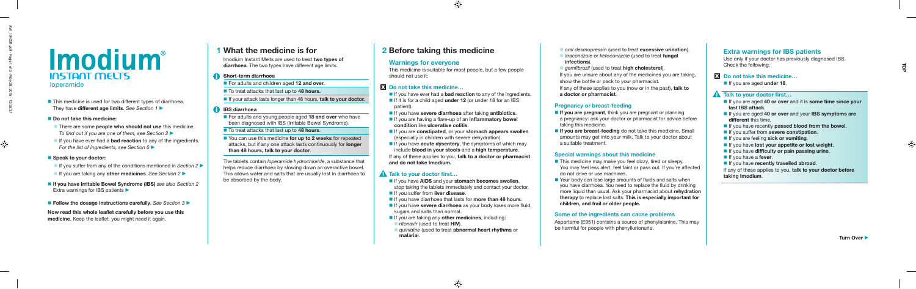# Imodium®

## INSTANT MELTS

loperamide

- This medicine is used for two different types of diarrhoea. They have **different age limits**. *See Section 1* ▶
- **Do not take this medicine:**
  - There are some **people who should not use** this medicine. *To find out if you are one of them, see Section 2* ▶
  - If you have ever had a **bad reaction** to any of the ingredients. *For the list of ingredients, see Section 6* ▶
- **Speak to your doctor:**
  - If you suffer from any of the conditions mentioned in *Section 2* ▶
  - If you are taking any **other medicines**. *See Section 2* ▶
- **If you have Irritable Bowel Syndrome (IBS)** *see also Section 2* Extra warnings for IBS patients ▶
- **Follow the dosage instructions carefully**. *See Section 3* ▶

**Now read this whole leaflet carefully before you use this medicine**. Keep the leaflet: you might need it again.

## 1 What the medicine is for

Imodium Instant Melts are used to treat **two types of diarrhoea**. The two types have different age limits.

### Short-term diarrhoea

- For adults and children aged **12 and over.**
- To treat attacks that last up to **48 hours.**
- If your attack lasts longer than 48 hours, **talk to your doctor.**

### IBS diarrhoea

- For adults and young people aged **18 and over** who have been diagnosed with IBS (Irritable Bowel Syndrome).
- To treat attacks that last up to **48 hours**.
- You can use this medicine **for up to 2 weeks** for repeated attacks, but if any one attack lasts continuously for **longer than 48 hours, talk to your doctor**.

The tablets contain *loperamide hydrochloride*, a substance that helps reduce diarrhoea by slowing down an overactive bowel. This allows water and salts that are usually lost in diarrhoea to be absorbed by the body.

## 2 Before taking this medicine

### Warnings for everyone

This medicine is suitable for most people, but a few people should not use it:

#### Do not take this medicine…

- If you have ever had a **bad reaction** to any of the ingredients.
- If it is for a child aged **under 12** (or under 18 for an IBS patient).
- If you have **severe diarrhoea** after taking **antibiotics**.
- If you are having a flare-up of an **inflammatory bowel condition** like **ulcerative colitis**.
- If you are **constipated**, or your **stomach appears swollen** (especially in children with severe dehydration).
- If you have **acute dysentery**, the symptoms of which may include **blood in your stools** and a **high temperature**.

If any of these applies to you, **talk to a doctor or pharmacist and do not take Imodium.**

#### Talk to your doctor first…

- If you have **AIDS** and your **stomach becomes swollen**, stop taking the tablets immediately and contact your doctor.
- If you suffer from **liver disease**.
- If you have diarrhoea that lasts for **more than 48 hours**.
- If you have **severe diarrhoea** as your body loses more fluid, sugars and salts than normal.
- If you are taking any **other medicines**, including:
  - *ritonavir* (used to treat **HIV**).
  - *quinidine* (used to treat **abnormal heart rhythms** or **malaria**).
  - *oral desmopressin* (used to treat **excessive urination**).
  - *itraconazole* or *ketoconazole* (used to treat **fungal infections**).
  - *gemfibrozil* (used to treat **high cholesterol**).

If you are unsure about any of the medicines you are taking, show the bottle or pack to your pharmacist.

If any of these applies to you (now or in the past), **talk to a doctor or pharmacist**.

### Pregnancy or breast-feeding

- **If you are pregnant**, think you are pregnant or planning a pregnancy: ask your doctor or pharmacist for advice before taking this medicine.
- **If you are breast-feeding** do not take this medicine. Small amounts may get into your milk. Talk to your doctor about a suitable treatment.

### Special warnings about this medicine

- This medicine may make you feel dizzy, tired or sleepy. You may feel less alert, feel faint or pass out. If you're affected do not drive or use machines.
- Your body can lose large amounts of fluids and salts when you have diarrhoea. You need to replace the fluid by drinking more liquid than usual. Ask your pharmacist about **rehydration therapy** to replace lost salts. **This is especially important for children, and frail or older people.**

### Some of the ingredients can cause problems

Aspartame (E951) contains a source of phenylalanine. This may be harmful for people with phenylketonuria.

### Extra warnings for IBS patients

Use only if your doctor has previously diagnosed IBS. Check the following:

#### Do not take this medicine…

- If you are aged **under 18**.

#### Talk to your doctor first…

- If you are aged **40 or over** and it is **some time since your last IBS attack**.
- If you are aged **40 or over** and your **IBS symptoms are different** this time.
- If you have recently **passed blood from the bowel**.
- If you suffer from **severe constipation**.
- If you are feeling **sick or vomiting**.
- If you have **lost your appetite or lost weight**.
- If you have **difficulty or pain passing urine**.
- If you have a **fever**.
- If you have **recently travelled abroad**.

If any of these applies to you, **talk to your doctor before taking Imodium**.

**Turn Over** ▶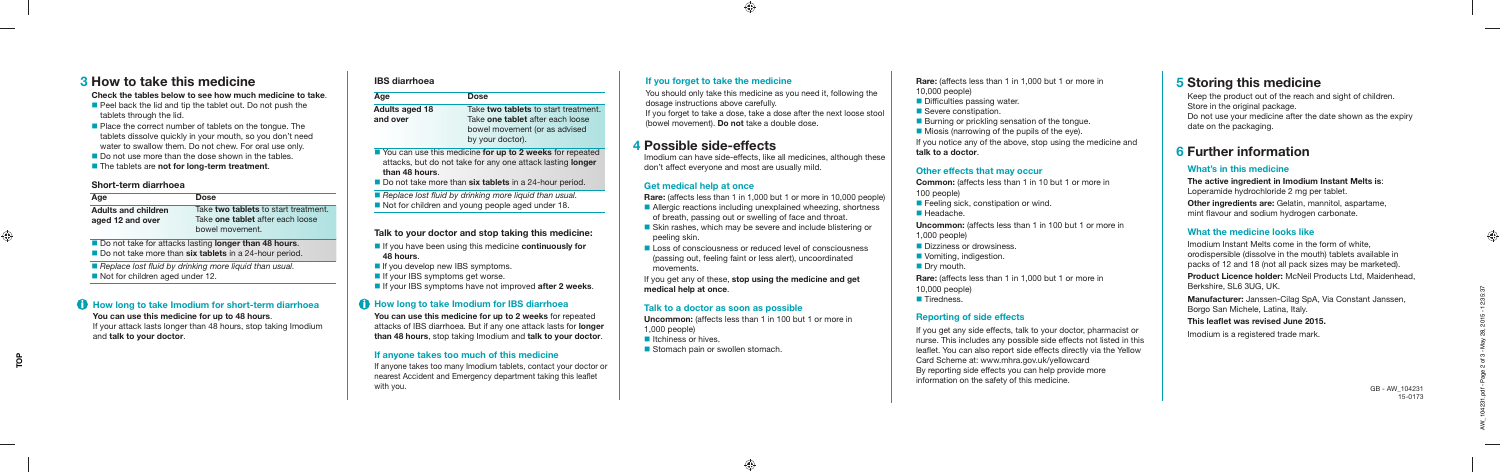## 3 How to take this medicine

**Check the tables below to see how much medicine to take.**

- Peel back the lid and tip the tablet out. Do not push the tablets through the lid.
- Place the correct number of tablets on the tongue. The tablets dissolve quickly in your mouth, so you don't need water to swallow them. Do not chew. For oral use only.
- Do not use more than the dose shown in the tables.
- The tablets are **not for long-term treatment**.

### Short-term diarrhoea

| Age | Dose |
|---|---|
| **Adults and children aged 12 and over** | Take **two tablets** to start treatment. Take **one tablet** after each loose bowel movement. |

- Do not take for attacks lasting **longer than 48 hours**.
- Do not take more than **six tablets** in a 24-hour period.

- *Replace lost fluid by drinking more liquid than usual.*
- Not for children aged under 12.

#### How long to take Imodium for short-term diarrhoea

**You can use this medicine for up to 48 hours**.
If your attack lasts longer than 48 hours, stop taking Imodium and **talk to your doctor**.

### IBS diarrhoea

| Age | Dose |
|---|---|
| **Adults aged 18 and over** | Take **two tablets** to start treatment. Take **one tablet** after each loose bowel movement (or as advised by your doctor). |

- You can use this medicine **for up to 2 weeks** for repeated attacks, but do not take for any one attack lasting **longer than 48 hours**.
- Do not take more than **six tablets** in a 24-hour period.

- *Replace lost fluid by drinking more liquid than usual.*
- Not for children and young people aged under 18.

#### Talk to your doctor and stop taking this medicine:

- If you have been using this medicine **continuously for 48 hours**.
- If you develop new IBS symptoms.
- If your IBS symptoms get worse.
- If your IBS symptoms have not improved **after 2 weeks**.

#### How long to take Imodium for IBS diarrhoea

**You can use this medicine for up to 2 weeks** for repeated attacks of IBS diarrhoea. But if any one attack lasts for **longer than 48 hours**, stop taking Imodium and **talk to your doctor**.

#### If anyone takes too much of this medicine

If anyone takes too many Imodium tablets, contact your doctor or nearest Accident and Emergency department taking this leaflet with you.

#### If you forget to take the medicine

You should only take this medicine as you need it, following the dosage instructions above carefully.
If you forget to take a dose, take a dose after the next loose stool (bowel movement). **Do not** take a double dose.

## 4 Possible side-effects

Imodium can have side-effects, like all medicines, although these don't affect everyone and most are usually mild.

### Get medical help at once

**Rare:** (affects less than 1 in 1,000 but 1 or more in 10,000 people)

- Allergic reactions including unexplained wheezing, shortness of breath, passing out or swelling of face and throat.
- Skin rashes, which may be severe and include blistering or peeling skin.
- Loss of consciousness or reduced level of consciousness (passing out, feeling faint or less alert), uncoordinated movements.

If you get any of these, **stop using the medicine and get medical help at once**.

### Talk to a doctor as soon as possible

**Uncommon:** (affects less than 1 in 100 but 1 or more in 1,000 people)

- Itchiness or hives.
- Stomach pain or swollen stomach.

**Rare:** (affects less than 1 in 1,000 but 1 or more in 10,000 people)

- Difficulties passing water.
- Severe constipation.
- Burning or prickling sensation of the tongue.
- Miosis (narrowing of the pupils of the eye).

If you notice any of the above, stop using the medicine and **talk to a doctor**.

### Other effects that may occur

**Common:** (affects less than 1 in 10 but 1 or more in 100 people)

- Feeling sick, constipation or wind.
- Headache.

**Uncommon:** (affects less than 1 in 100 but 1 or more in 1,000 people)

- Dizziness or drowsiness.
- Vomiting, indigestion.
- Dry mouth.

**Rare:** (affects less than 1 in 1,000 but 1 or more in 10,000 people)

- Tiredness.

### Reporting of side effects

If you get any side effects, talk to your doctor, pharmacist or nurse. This includes any possible side effects not listed in this leaflet. You can also report side effects directly via the Yellow Card Scheme at: www.mhra.gov.uk/yellowcard
By reporting side effects you can help provide more information on the safety of this medicine.

## 5 Storing this medicine

Keep the product out of the reach and sight of children.
Store in the original package.
Do not use your medicine after the date shown as the expiry date on the packaging.

## 6 Further information

### What's in this medicine

**The active ingredient in Imodium Instant Melts is**: Loperamide hydrochloride 2 mg per tablet.

**Other ingredients are:** Gelatin, mannitol, aspartame, mint flavour and sodium hydrogen carbonate.

### What the medicine looks like

Imodium Instant Melts come in the form of white, orodispersible (dissolve in the mouth) tablets available in packs of 12 and 18 (not all pack sizes may be marketed).

**Product Licence holder:** McNeil Products Ltd, Maidenhead, Berkshire, SL6 3UG, UK.

**Manufacturer:** Janssen-Cilag SpA, Via Constant Janssen, Borgo San Michele, Latina, Italy.

**This leaflet was revised June 2015.**

Imodium is a registered trade mark.

GB - AW_104231
15-0173